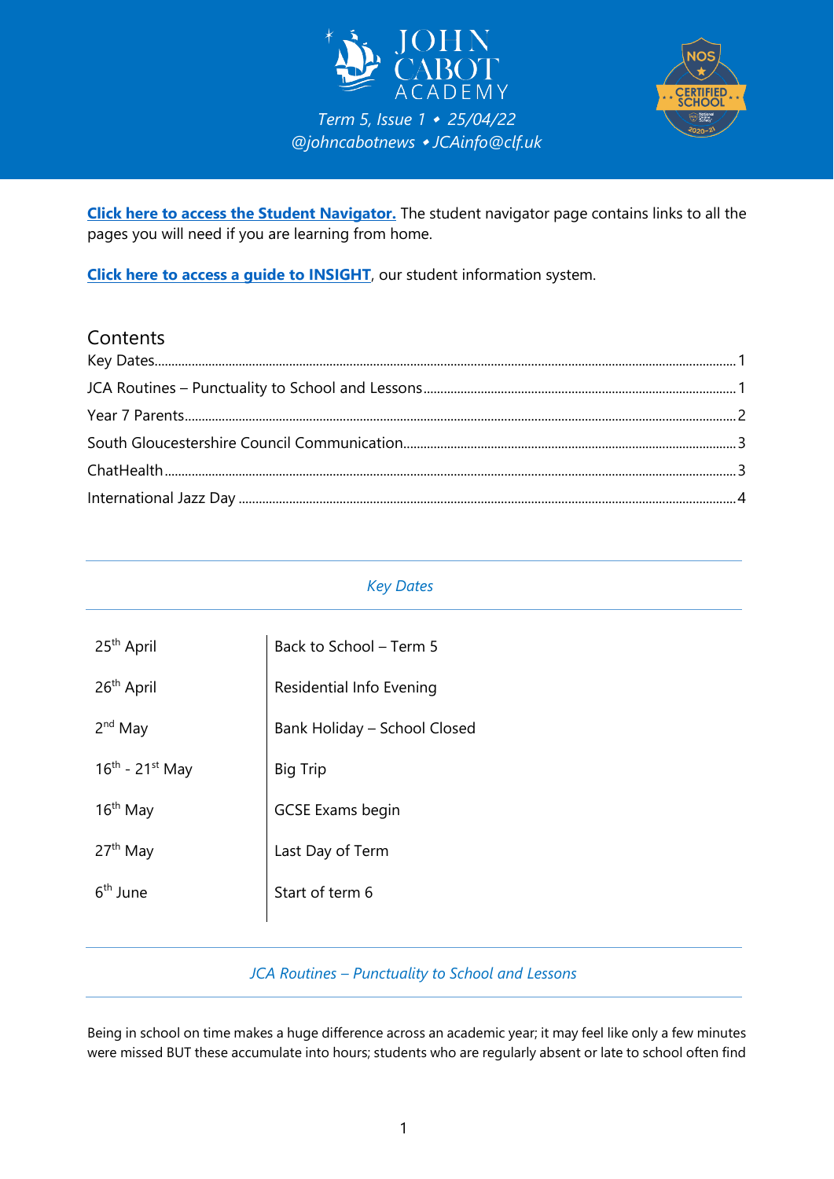# JOHN CABOT ACADEMY

*Term 5, Issue 1 • 25/04/22*
*@johncabotnews • JCAinfo@clf.uk*

**Click here to access the Student Navigator.** The student navigator page contains links to all the pages you will need if you are learning from home.

**Click here to access a guide to INSIGHT**, our student information system.

## Contents

- Key Dates ... 1
- JCA Routines – Punctuality to School and Lessons ... 1
- Year 7 Parents ... 2
- South Gloucestershire Council Communication ... 3
- ChatHealth ... 3
- International Jazz Day ... 4

## *Key Dates*

| | |
|---|---|
| 25th April | Back to School – Term 5 |
| 26th April | Residential Info Evening |
| 2nd May | Bank Holiday – School Closed |
| 16th - 21st May | Big Trip |
| 16th May | GCSE Exams begin |
| 27th May | Last Day of Term |
| 6th June | Start of term 6 |

## *JCA Routines – Punctuality to School and Lessons*

Being in school on time makes a huge difference across an academic year; it may feel like only a few minutes were missed BUT these accumulate into hours; students who are regularly absent or late to school often find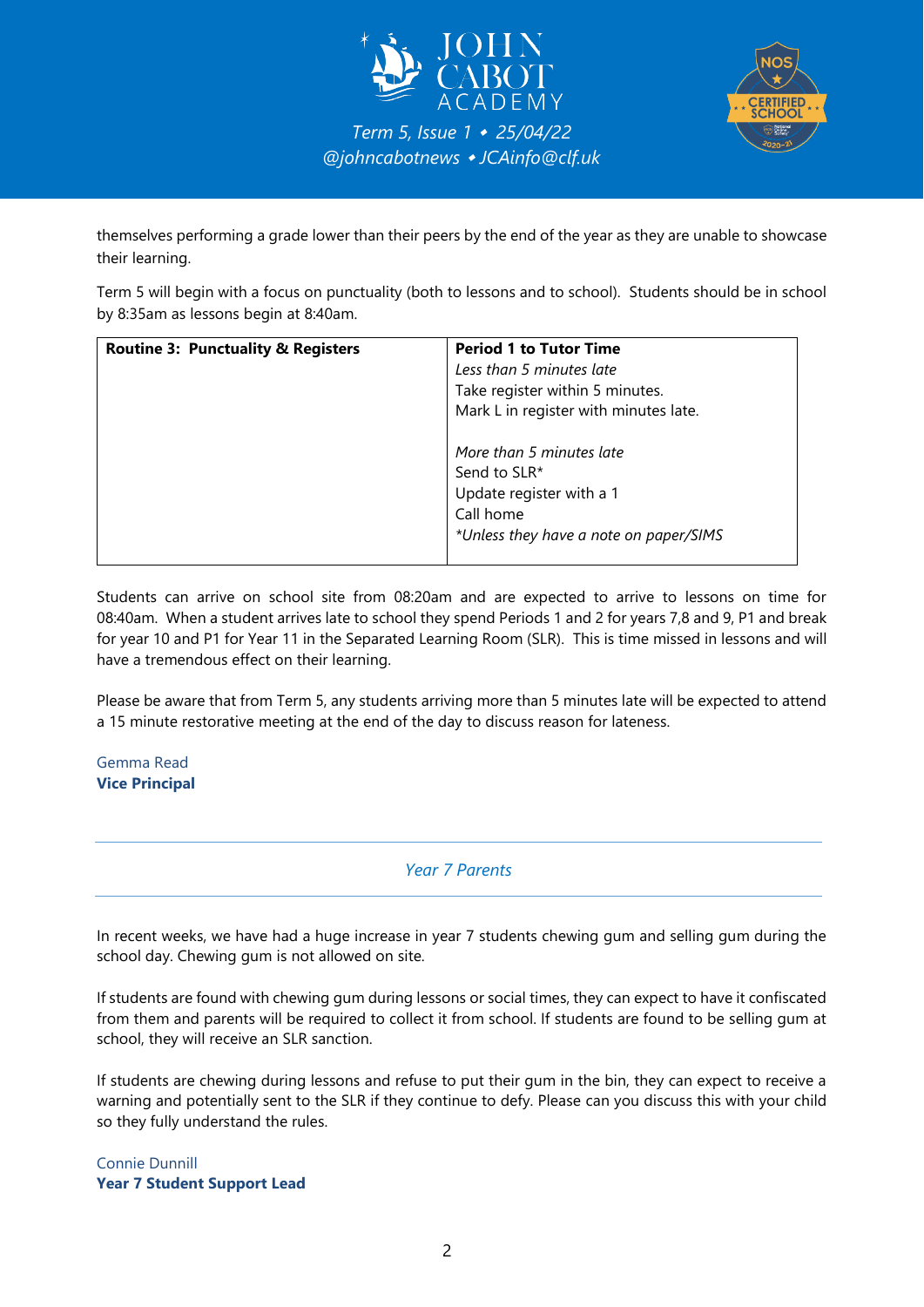themselves performing a grade lower than their peers by the end of the year as they are unable to showcase their learning.

Term 5 will begin with a focus on punctuality (both to lessons and to school). Students should be in school by 8:35am as lessons begin at 8:40am.

| **Routine 3: Punctuality & Registers** | **Period 1 to Tutor Time**<br>*Less than 5 minutes late*<br>Take register within 5 minutes.<br>Mark L in register with minutes late.<br><br>*More than 5 minutes late*<br>Send to SLR*<br>Update register with a 1<br>Call home<br>*\*Unless they have a note on paper/SIMS* |
|---|---|

Students can arrive on school site from 08:20am and are expected to arrive to lessons on time for 08:40am. When a student arrives late to school they spend Periods 1 and 2 for years 7,8 and 9, P1 and break for year 10 and P1 for Year 11 in the Separated Learning Room (SLR). This is time missed in lessons and will have a tremendous effect on their learning.

Please be aware that from Term 5, any students arriving more than 5 minutes late will be expected to attend a 15 minute restorative meeting at the end of the day to discuss reason for lateness.

Gemma Read
**Vice Principal**

---

## *Year 7 Parents*

---

In recent weeks, we have had a huge increase in year 7 students chewing gum and selling gum during the school day. Chewing gum is not allowed on site.

If students are found with chewing gum during lessons or social times, they can expect to have it confiscated from them and parents will be required to collect it from school. If students are found to be selling gum at school, they will receive an SLR sanction.

If students are chewing during lessons and refuse to put their gum in the bin, they can expect to receive a warning and potentially sent to the SLR if they continue to defy. Please can you discuss this with your child so they fully understand the rules.

Connie Dunnill
**Year 7 Student Support Lead**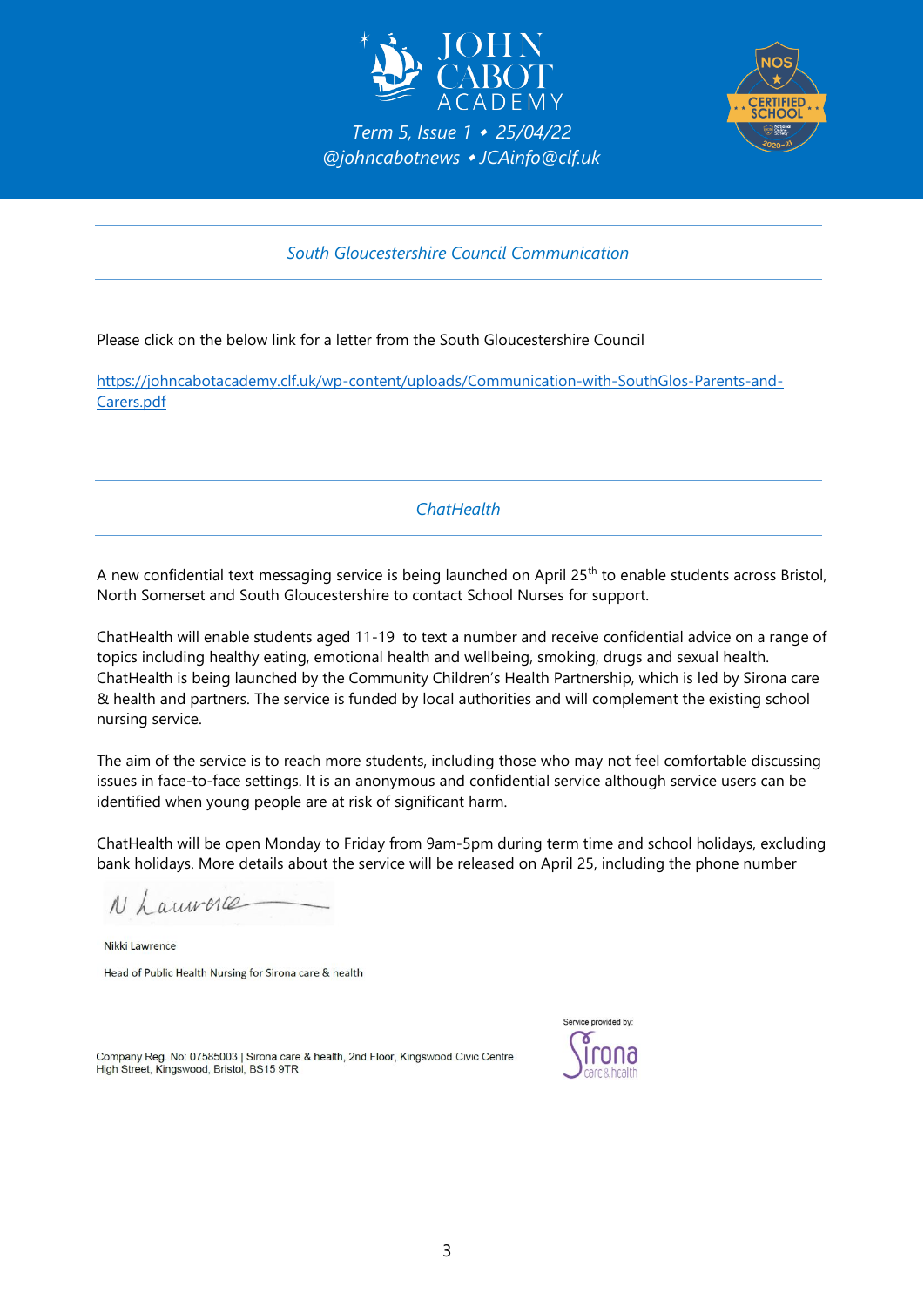JOHN CABOT ACADEMY

*Term 5, Issue 1 • 25/04/22*
*@johncabotnews • JCAinfo@clf.uk*

## South Gloucestershire Council Communication

Please click on the below link for a letter from the South Gloucestershire Council

https://johncabotacademy.clf.uk/wp-content/uploads/Communication-with-SouthGlos-Parents-and-Carers.pdf

## ChatHealth

A new confidential text messaging service is being launched on April 25th to enable students across Bristol, North Somerset and South Gloucestershire to contact School Nurses for support.

ChatHealth will enable students aged 11-19 to text a number and receive confidential advice on a range of topics including healthy eating, emotional health and wellbeing, smoking, drugs and sexual health. ChatHealth is being launched by the Community Children's Health Partnership, which is led by Sirona care & health and partners. The service is funded by local authorities and will complement the existing school nursing service.

The aim of the service is to reach more students, including those who may not feel comfortable discussing issues in face-to-face settings. It is an anonymous and confidential service although service users can be identified when young people are at risk of significant harm.

ChatHealth will be open Monday to Friday from 9am-5pm during term time and school holidays, excluding bank holidays. More details about the service will be released on April 25, including the phone number

N Lawrence

Nikki Lawrence

Head of Public Health Nursing for Sirona care & health

Company Reg. No: 07585003 | Sirona care & health, 2nd Floor, Kingswood Civic Centre High Street, Kingswood, Bristol, BS15 9TR

Service provided by: Sirona care & health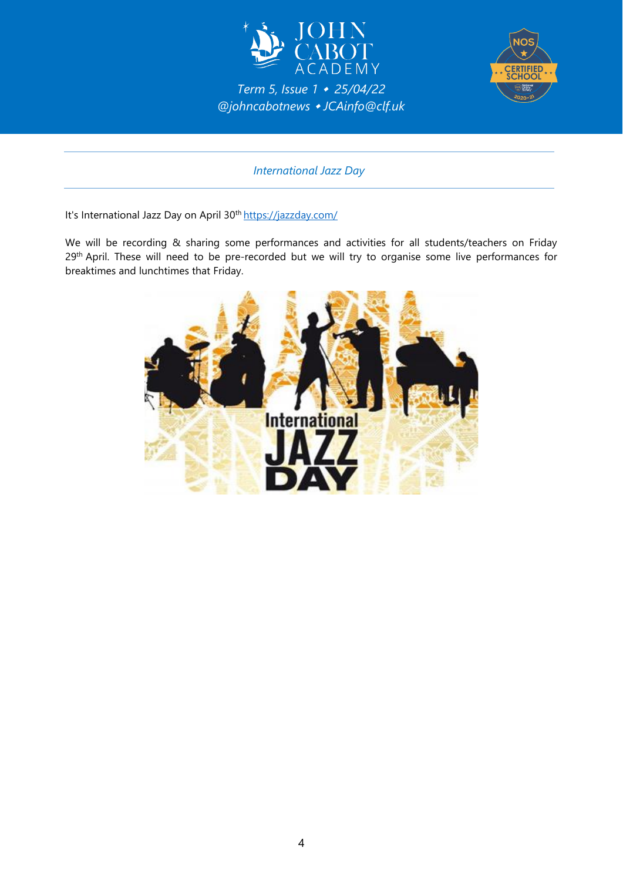## *International Jazz Day*

It's International Jazz Day on April 30th https://jazzday.com/

We will be recording & sharing some performances and activities for all students/teachers on Friday 29th April. These will need to be pre-recorded but we will try to organise some live performances for breaktimes and lunchtimes that Friday.